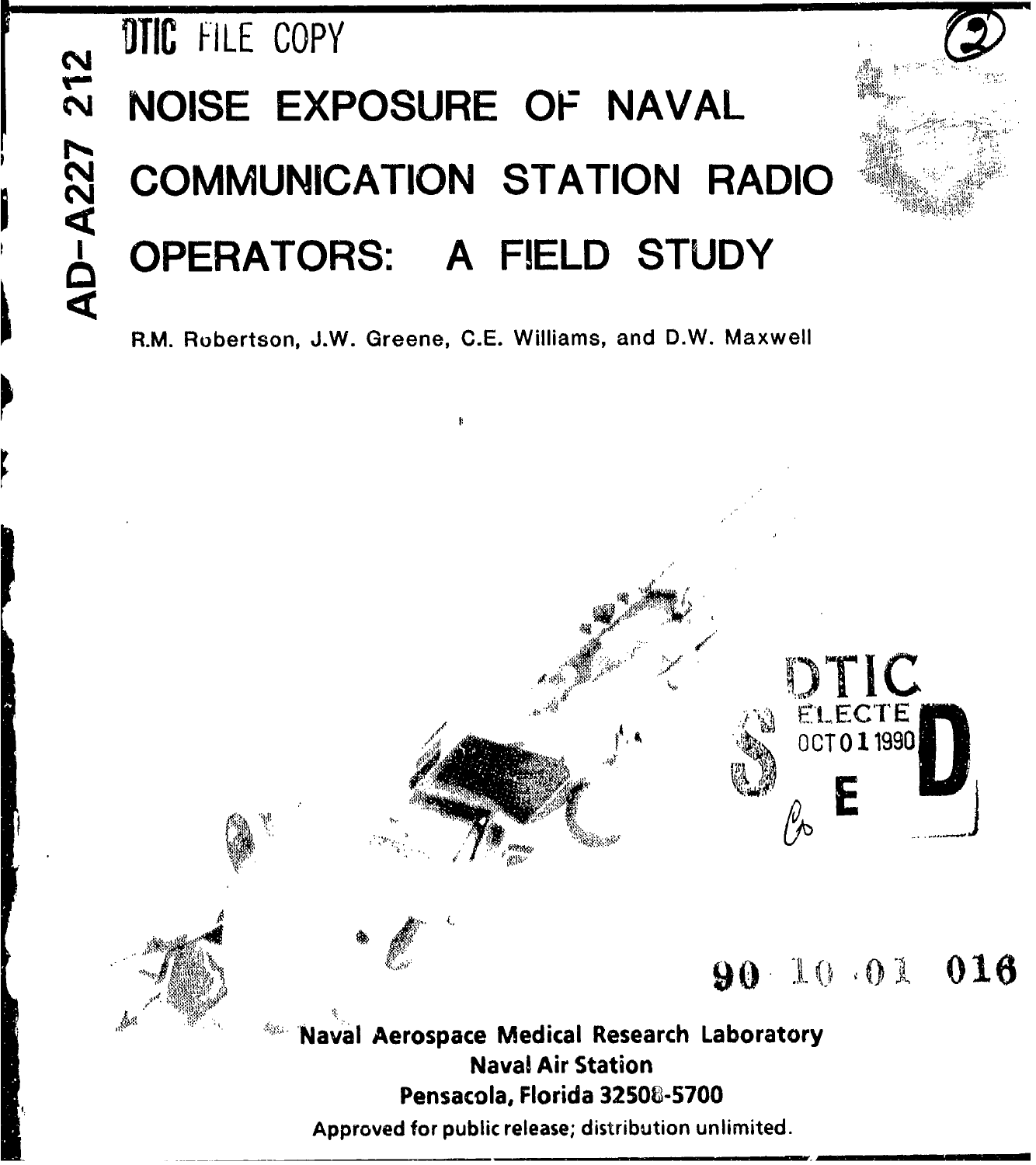DTIC FILE COPY

AD-A227 212

# NOISE EXPOSURE OF NAVAL COMMUNICATION STATION RADIO OPERATORS: A FIELD STUDY

R.M. Robertson, J.W. Greene, C.E. Williams, and D.W. Maxwell

DTIC ELECTE OCT 01 1990 S E D

90 10 01 016

Naval Aerospace Medical Research Laboratory
Naval Air Station
Pensacola, Florida 32508-5700

Approved for public release; distribution unlimited.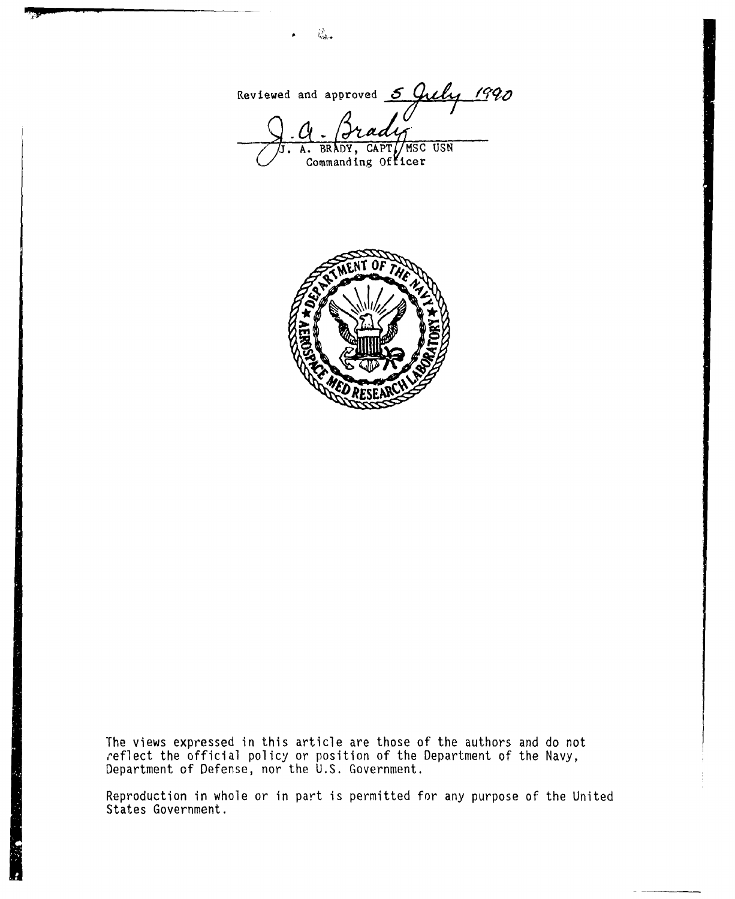Reviewed and approved 5 July 1990

J. A. Brady

J. A. BRADY, CAPT, MSC USN
Commanding Officer

The views expressed in this article are those of the authors and do not reflect the official policy or position of the Department of the Navy, Department of Defense, nor the U.S. Government.

Reproduction in whole or in part is permitted for any purpose of the United States Government.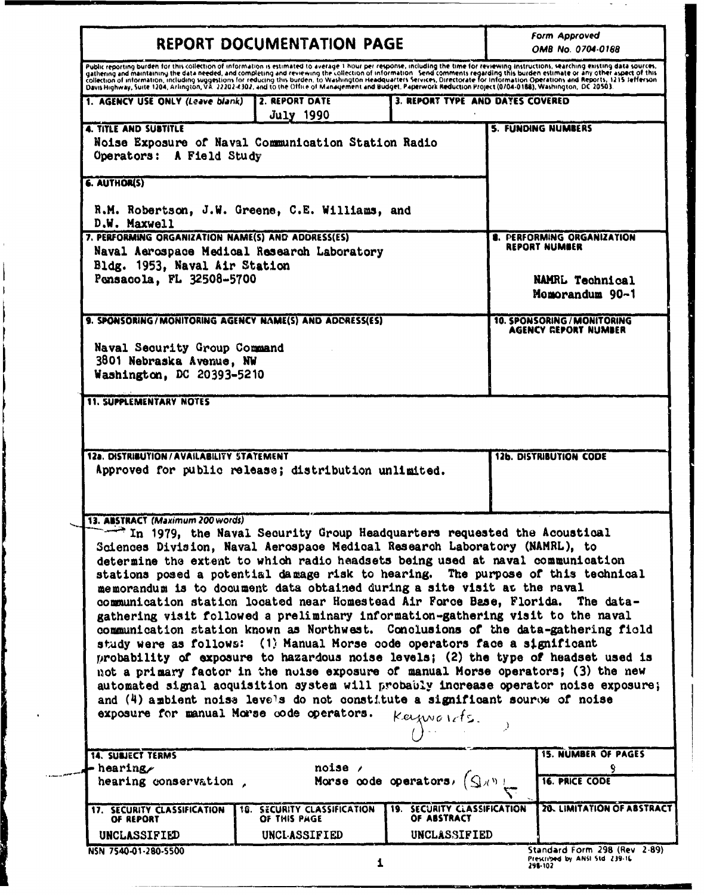# REPORT DOCUMENTATION PAGE

*Form Approved OMB No. 0704-0188*

Public reporting burden for this collection of information is estimated to average 1 hour per response, including the time for reviewing instructions, searching existing data sources, gathering and maintaining the data needed, and completing and reviewing the collection of information. Send comments regarding this burden estimate or any other aspect of this collection of information, including suggestions for reducing this burden, to Washington Headquarters Services, Directorate for Information Operations and Reports, 1215 Jefferson Davis Highway, Suite 1204, Arlington, VA 22202-4302, and to the Office of Management and Budget, Paperwork Reduction Project (0704-0188), Washington, DC 20503.

| 1. AGENCY USE ONLY (Leave blank) | 2. REPORT DATE | 3. REPORT TYPE AND DATES COVERED |
|---|---|---|
| | July 1990 | |

**4. TITLE AND SUBTITLE**
Noise Exposure of Naval Communication Station Radio Operators: A Field Study

**5. FUNDING NUMBERS**

**6. AUTHOR(S)**
R.M. Robertson, J.W. Greene, C.E. Williams, and D.W. Maxwell

**7. PERFORMING ORGANIZATION NAME(S) AND ADDRESS(ES)**
Naval Aerospace Medical Research Laboratory
Bldg. 1953, Naval Air Station
Pensacola, FL 32508-5700

**8. PERFORMING ORGANIZATION REPORT NUMBER**
NAMRL Technical Memorandum 90-1

**9. SPONSORING/MONITORING AGENCY NAME(S) AND ADDRESS(ES)**
Naval Security Group Command
3801 Nebraska Avenue, NW
Washington, DC 20393-5210

**10. SPONSORING/MONITORING AGENCY REPORT NUMBER**

**11. SUPPLEMENTARY NOTES**

**12a. DISTRIBUTION/AVAILABILITY STATEMENT**
Approved for public release; distribution unlimited.

**12b. DISTRIBUTION CODE**

**13. ABSTRACT (Maximum 200 words)**
In 1979, the Naval Security Group Headquarters requested the Acoustical Sciences Division, Naval Aerospace Medical Research Laboratory (NAMRL), to determine the extent to which radio headsets being used at naval communication stations posed a potential damage risk to hearing. The purpose of this technical memorandum is to document data obtained during a site visit at the naval communication station located near Homestead Air Force Base, Florida. The data-gathering visit followed a preliminary information-gathering visit to the naval communication station known as Northwest. Conclusions of the data-gathering field study were as follows: (1) Manual Morse code operators face a significant probability of exposure to hazardous noise levels; (2) the type of headset used is not a primary factor in the noise exposure of manual Morse operators; (3) the new automated signal acquisition system will probably increase operator noise exposure; and (4) ambient noise levels do not constitute a significant source of noise exposure for manual Morse code operators. Keywords.

**14. SUBJECT TERMS**
hearing, noise, hearing conservation, Morse code operators

**15. NUMBER OF PAGES**
9

**16. PRICE CODE**

| 17. SECURITY CLASSIFICATION OF REPORT | 18. SECURITY CLASSIFICATION OF THIS PAGE | 19. SECURITY CLASSIFICATION OF ABSTRACT | 20. LIMITATION OF ABSTRACT |
|---|---|---|---|
| UNCLASSIFIED | UNCLASSIFIED | UNCLASSIFIED | |

NSN 7540-01-280-5500

Standard Form 298 (Rev 2-89)
Prescribed by ANSI Std 239-18
298-102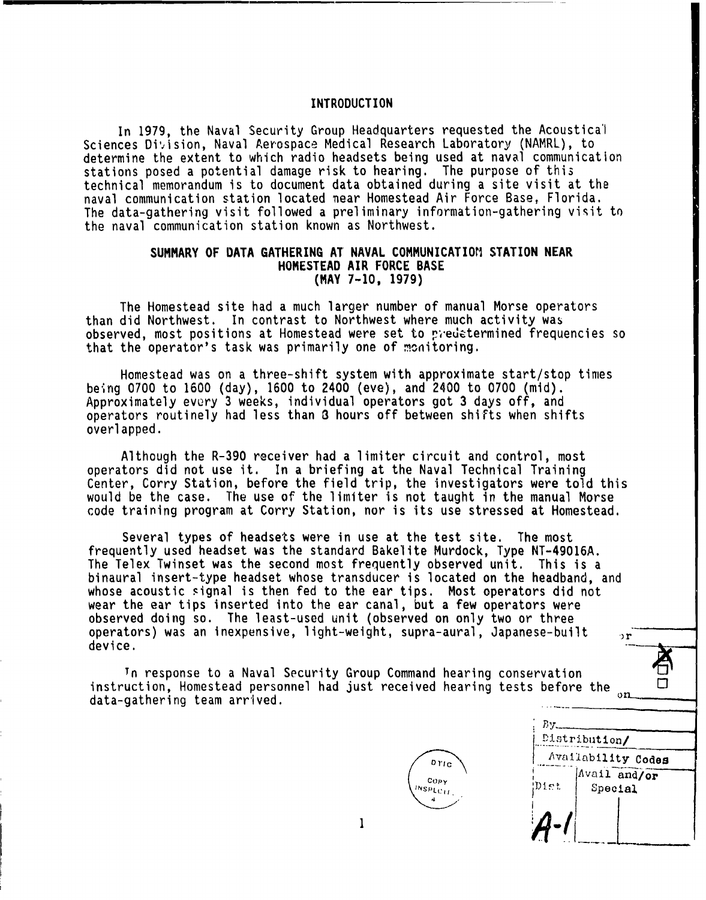## INTRODUCTION

In 1979, the Naval Security Group Headquarters requested the Acoustical Sciences Division, Naval Aerospace Medical Research Laboratory (NAMRL), to determine the extent to which radio headsets being used at naval communication stations posed a potential damage risk to hearing. The purpose of this technical memorandum is to document data obtained during a site visit at the naval communication station located near Homestead Air Force Base, Florida. The data-gathering visit followed a preliminary information-gathering visit to the naval communication station known as Northwest.

## SUMMARY OF DATA GATHERING AT NAVAL COMMUNICATION STATION NEAR HOMESTEAD AIR FORCE BASE (MAY 7-10, 1979)

The Homestead site had a much larger number of manual Morse operators than did Northwest. In contrast to Northwest where much activity was observed, most positions at Homestead were set to predetermined frequencies so that the operator's task was primarily one of monitoring.

Homestead was on a three-shift system with approximate start/stop times being 0700 to 1600 (day), 1600 to 2400 (eve), and 2400 to 0700 (mid). Approximately every 3 weeks, individual operators got 3 days off, and operators routinely had less than 8 hours off between shifts when shifts overlapped.

Although the R-390 receiver had a limiter circuit and control, most operators did not use it. In a briefing at the Naval Technical Training Center, Corry Station, before the field trip, the investigators were told this would be the case. The use of the limiter is not taught in the manual Morse code training program at Corry Station, nor is its use stressed at Homestead.

Several types of headsets were in use at the test site. The most frequently used headset was the standard Bakelite Murdock, Type NT-49016A. The Telex Twinset was the second most frequently observed unit. This is a binaural insert-type headset whose transducer is located on the headband, and whose acoustic signal is then fed to the ear tips. Most operators did not wear the ear tips inserted into the ear canal, but a few operators were observed doing so. The least-used unit (observed on only two or three operators) was an inexpensive, light-weight, supra-aural, Japanese-built device.

In response to a Naval Security Group Command hearing conservation instruction, Homestead personnel had just received hearing tests before the data-gathering team arrived.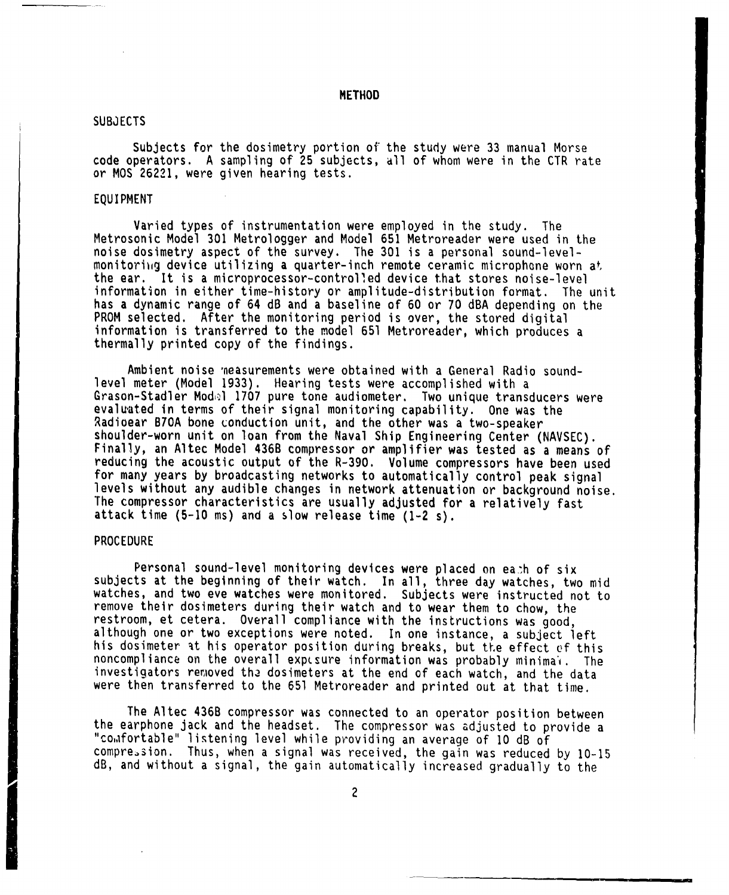## METHOD

### SUBJECTS

Subjects for the dosimetry portion of the study were 33 manual Morse code operators. A sampling of 25 subjects, all of whom were in the CTR rate or MOS 26221, were given hearing tests.

### EQUIPMENT

Varied types of instrumentation were employed in the study. The Metrosonic Model 301 Metrologger and Model 651 Metroreader were used in the noise dosimetry aspect of the survey. The 301 is a personal sound-level-monitoring device utilizing a quarter-inch remote ceramic microphone worn at the ear. It is a microprocessor-controlled device that stores noise-level information in either time-history or amplitude-distribution format. The unit has a dynamic range of 64 dB and a baseline of 60 or 70 dBA depending on the PROM selected. After the monitoring period is over, the stored digital information is transferred to the model 651 Metroreader, which produces a thermally printed copy of the findings.

Ambient noise measurements were obtained with a General Radio sound-level meter (Model 1933). Hearing tests were accomplished with a Grason-Stadler Model 1707 pure tone audiometer. Two unique transducers were evaluated in terms of their signal monitoring capability. One was the Radioear B70A bone conduction unit, and the other was a two-speaker shoulder-worn unit on loan from the Naval Ship Engineering Center (NAVSEC). Finally, an Altec Model 436B compressor or amplifier was tested as a means of reducing the acoustic output of the R-390. Volume compressors have been used for many years by broadcasting networks to automatically control peak signal levels without any audible changes in network attenuation or background noise. The compressor characteristics are usually adjusted for a relatively fast attack time (5-10 ms) and a slow release time (1-2 s).

### PROCEDURE

Personal sound-level monitoring devices were placed on each of six subjects at the beginning of their watch. In all, three day watches, two mid watches, and two eve watches were monitored. Subjects were instructed not to remove their dosimeters during their watch and to wear them to chow, the restroom, et cetera. Overall compliance with the instructions was good, although one or two exceptions were noted. In one instance, a subject left his dosimeter at his operator position during breaks, but the effect of this noncompliance on the overall exposure information was probably minimal. The investigators removed the dosimeters at the end of each watch, and the data were then transferred to the 651 Metroreader and printed out at that time.

The Altec 436B compressor was connected to an operator position between the earphone jack and the headset. The compressor was adjusted to provide a "comfortable" listening level while providing an average of 10 dB of compression. Thus, when a signal was received, the gain was reduced by 10-15 dB, and without a signal, the gain automatically increased gradually to the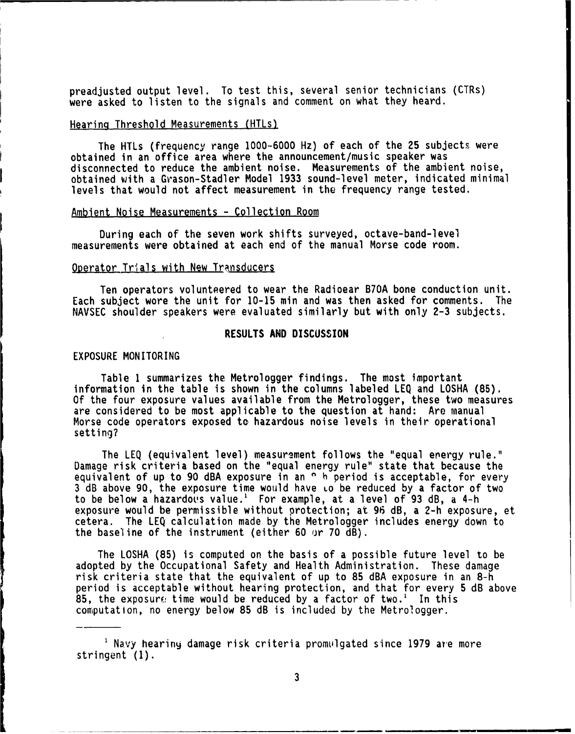preadjusted output level. To test this, several senior technicians (CTRs) were asked to listen to the signals and comment on what they heard.

Hearing Threshold Measurements (HTLs)

The HTLs (frequency range 1000-6000 Hz) of each of the 25 subjects were obtained in an office area where the announcement/music speaker was disconnected to reduce the ambient noise. Measurements of the ambient noise, obtained with a Grason-Stadler Model 1933 sound-level meter, indicated minimal levels that would not affect measurement in the frequency range tested.

Ambient Noise Measurements - Collection Room

During each of the seven work shifts surveyed, octave-band-level measurements were obtained at each end of the manual Morse code room.

Operator Trials with New Transducers

Ten operators volunteered to wear the Radioear B70A bone conduction unit. Each subject wore the unit for 10-15 min and was then asked for comments. The NAVSEC shoulder speakers were evaluated similarly but with only 2-3 subjects.

## RESULTS AND DISCUSSION

### EXPOSURE MONITORING

Table 1 summarizes the Metrologger findings. The most important information in the table is shown in the columns labeled LEQ and LOSHA (85). Of the four exposure values available from the Metrologger, these two measures are considered to be most applicable to the question at hand: Are manual Morse code operators exposed to hazardous noise levels in their operational setting?

The LEQ (equivalent level) measurement follows the "equal energy rule." Damage risk criteria based on the "equal energy rule" state that because the equivalent of up to 90 dBA exposure in an 8 h period is acceptable, for every 3 dB above 90, the exposure time would have to be reduced by a factor of two to be below a hazardous value.[1] For example, at a level of 93 dB, a 4-h exposure would be permissible without protection; at 96 dB, a 2-h exposure, et cetera. The LEQ calculation made by the Metrologger includes energy down to the baseline of the instrument (either 60 or 70 dB).

The LOSHA (85) is computed on the basis of a possible future level to be adopted by the Occupational Safety and Health Administration. These damage risk criteria state that the equivalent of up to 85 dBA exposure in an 8-h period is acceptable without hearing protection, and that for every 5 dB above 85, the exposure time would be reduced by a factor of two.[1] In this computation, no energy below 85 dB is included by the Metrologger.

---

[1] Navy hearing damage risk criteria promulgated since 1979 are more stringent (1).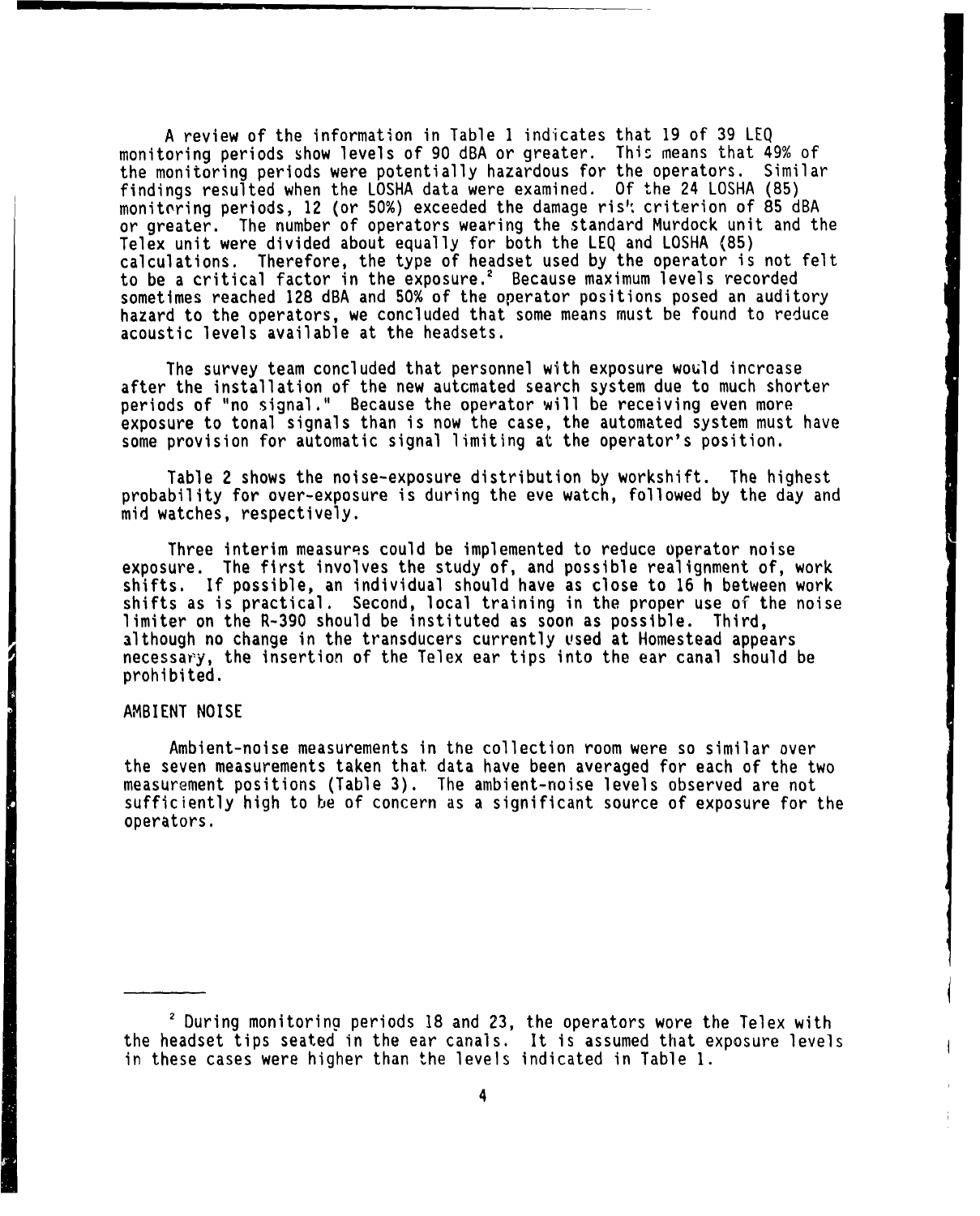A review of the information in Table 1 indicates that 19 of 39 LEQ monitoring periods show levels of 90 dBA or greater. This means that 49% of the monitoring periods were potentially hazardous for the operators. Similar findings resulted when the LOSHA data were examined. Of the 24 LOSHA (85) monitoring periods, 12 (or 50%) exceeded the damage risk criterion of 85 dBA or greater. The number of operators wearing the standard Murdock unit and the Telex unit were divided about equally for both the LEQ and LOSHA (85) calculations. Therefore, the type of headset used by the operator is not felt to be a critical factor in the exposure.[2] Because maximum levels recorded sometimes reached 128 dBA and 50% of the operator positions posed an auditory hazard to the operators, we concluded that some means must be found to reduce acoustic levels available at the headsets.

The survey team concluded that personnel with exposure would increase after the installation of the new automated search system due to much shorter periods of "no signal." Because the operator will be receiving even more exposure to tonal signals than is now the case, the automated system must have some provision for automatic signal limiting at the operator's position.

Table 2 shows the noise-exposure distribution by workshift. The highest probability for over-exposure is during the eve watch, followed by the day and mid watches, respectively.

Three interim measures could be implemented to reduce operator noise exposure. The first involves the study of, and possible realignment of, work shifts. If possible, an individual should have as close to 16 h between work shifts as is practical. Second, local training in the proper use of the noise limiter on the R-390 should be instituted as soon as possible. Third, although no change in the transducers currently used at Homestead appears necessary, the insertion of the Telex ear tips into the ear canal should be prohibited.

## AMBIENT NOISE

Ambient-noise measurements in the collection room were so similar over the seven measurements taken that data have been averaged for each of the two measurement positions (Table 3). The ambient-noise levels observed are not sufficiently high to be of concern as a significant source of exposure for the operators.

---

[2] During monitoring periods 18 and 23, the operators wore the Telex with the headset tips seated in the ear canals. It is assumed that exposure levels in these cases were higher than the levels indicated in Table 1.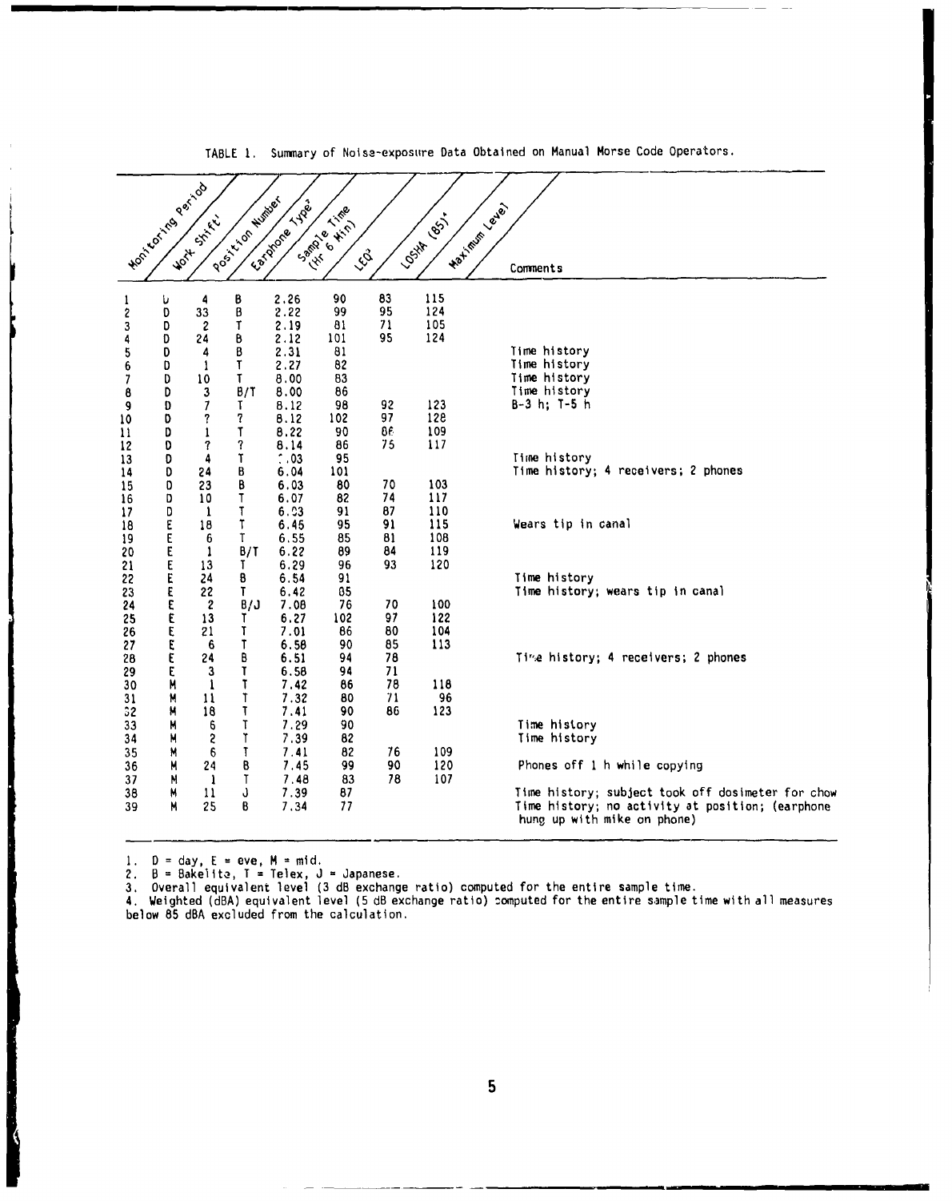TABLE 1. Summary of Noise-exposure Data Obtained on Manual Morse Code Operators.

| Monitoring Period | Work Shift[1] | Position Number | Earphone Type[2] | Sample Time (Hr 6 Min) | LEQ[3] | LOSHA (85)[4] | Maximum Level | Comments |
|---|---|---|---|---|---|---|---|---|
| 1 | D | 4 | B | 2.26 | 90 | 83 | 115 | |
| 2 | D | 33 | B | 2.22 | 99 | 95 | 124 | |
| 3 | D | 2 | T | 2.19 | 81 | 71 | 105 | |
| 4 | D | 24 | B | 2.12 | 101 | 95 | 124 | |
| 5 | D | 4 | B | 2.31 | 81 | | | Time history |
| 6 | D | 1 | T | 2.27 | 82 | | | Time history |
| 7 | D | 10 | T | 8.00 | 83 | | | Time history |
| 8 | D | 3 | B/T | 8.00 | 86 | | | Time history |
| 9 | D | 7 | T | 8.12 | 98 | 92 | 123 | B-3 h; T-5 h |
| 10 | D | ? | ? | 8.12 | 102 | 97 | 128 | |
| 11 | D | 1 | T | 8.22 | 90 | 86 | 109 | |
| 12 | D | ? | ? | 8.14 | 86 | 75 | 117 | |
| 13 | D | 4 | T | ?.03 | 95 | | | Time history |
| 14 | D | 24 | B | 6.04 | 101 | | | Time history; 4 receivers; 2 phones |
| 15 | D | 23 | B | 6.03 | 80 | 70 | 103 | |
| 16 | D | 10 | T | 6.07 | 82 | 74 | 117 | |
| 17 | D | 1 | T | 6.03 | 91 | 87 | 110 | |
| 18 | E | 18 | T | 6.45 | 95 | 91 | 115 | Wears tip in canal |
| 19 | E | 6 | T | 6.55 | 85 | 81 | 108 | |
| 20 | E | 1 | B/T | 6.22 | 89 | 84 | 119 | |
| 21 | E | 13 | T | 6.29 | 96 | 93 | 120 | |
| 22 | E | 24 | B | 6.54 | 91 | | | Time history |
| 23 | E | 22 | T | 6.42 | 85 | | | Time history; wears tip in canal |
| 24 | E | 2 | B/J | 7.08 | 76 | 70 | 100 | |
| 25 | E | 13 | T | 6.27 | 102 | 97 | 122 | |
| 26 | E | 21 | T | 7.01 | 86 | 80 | 104 | |
| 27 | E | 6 | T | 6.58 | 90 | 85 | 113 | |
| 28 | E | 24 | B | 6.51 | 94 | 78 | | Time history; 4 receivers; 2 phones |
| 29 | E | 3 | T | 6.58 | 94 | 71 | | |
| 30 | M | 1 | T | 7.42 | 86 | 78 | 118 | |
| 31 | M | 11 | T | 7.32 | 80 | 71 | 96 | |
| 32 | M | 18 | T | 7.41 | 90 | 86 | 123 | |
| 33 | M | 6 | T | 7.29 | 90 | | | Time history |
| 34 | M | 2 | T | 7.39 | 82 | | | Time history |
| 35 | M | 6 | T | 7.41 | 82 | 76 | 109 | |
| 36 | M | 24 | B | 7.45 | 99 | 90 | 120 | Phones off 1 h while copying |
| 37 | M | 1 | T | 7.48 | 83 | 78 | 107 | |
| 38 | M | 11 | J | 7.39 | 87 | | | Time history; subject took off dosimeter for chow |
| 39 | M | 25 | B | 7.34 | 77 | | | Time history; no activity at position; (earphone hung up with mike on phone) |

1. D = day, E = eve, M = mid.
2. B = Bakelite, T = Telex, J = Japanese.
3. Overall equivalent level (3 dB exchange ratio) computed for the entire sample time.
4. Weighted (dBA) equivalent level (5 dB exchange ratio) computed for the entire sample time with all measures below 85 dBA excluded from the calculation.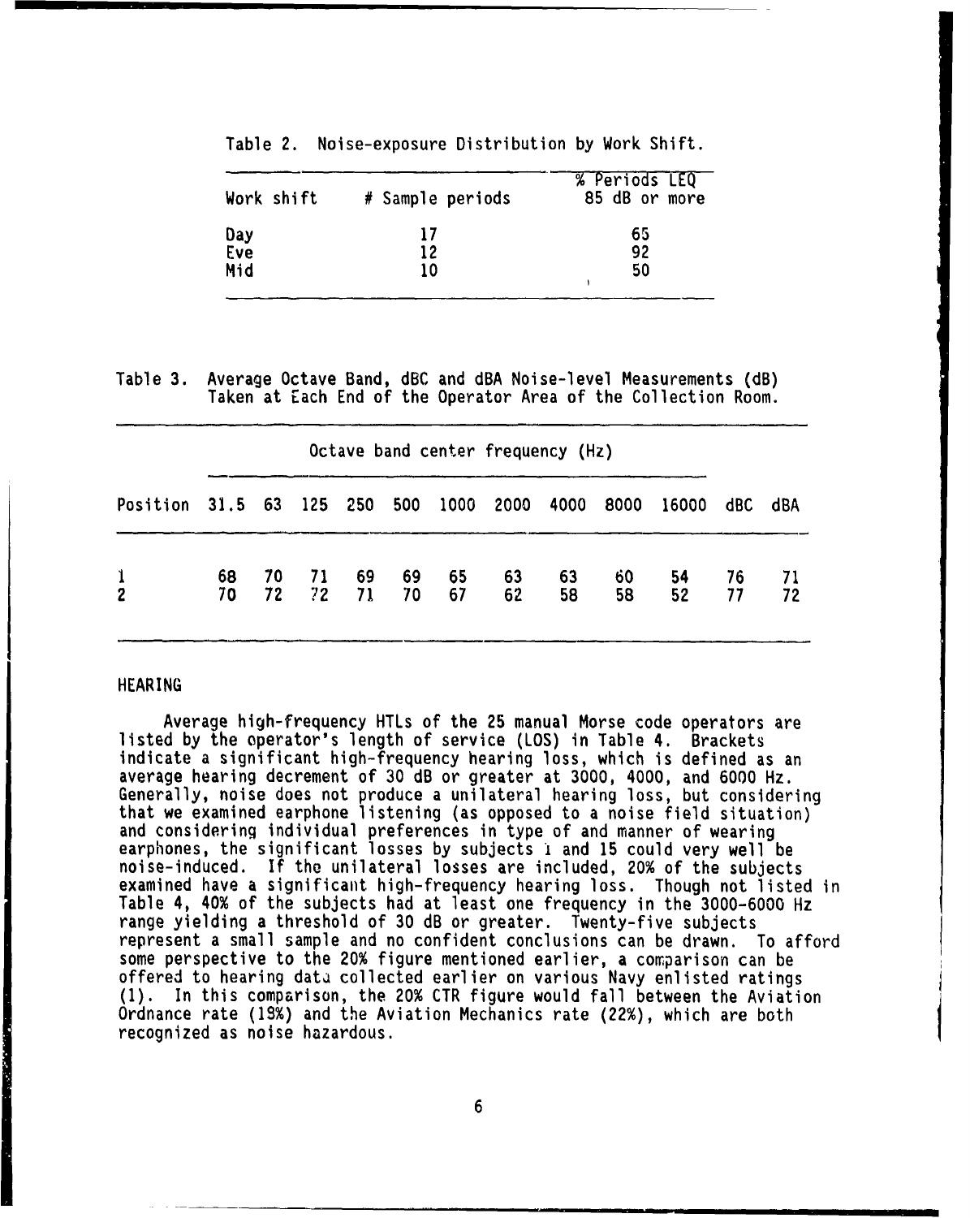Table 2. Noise-exposure Distribution by Work Shift.

| Work shift | # Sample periods | % Periods LEQ 85 dB or more |
|---|---|---|
| Day | 17 | 65 |
| Eve | 12 | 92 |
| Mid | 10 | 50 |

Table 3. Average Octave Band, dBC and dBA Noise-level Measurements (dB) Taken at Each End of the Operator Area of the Collection Room.

| | Octave band center frequency (Hz) | | | | | | | | | | | |
|---|---|---|---|---|---|---|---|---|---|---|---|---|
| Position | 31.5 | 63 | 125 | 250 | 500 | 1000 | 2000 | 4000 | 8000 | 16000 | dBC | dBA |
| 1 | 68 | 70 | 71 | 69 | 69 | 65 | 63 | 63 | 60 | 54 | 76 | 71 |
| 2 | 70 | 72 | 72 | 71 | 70 | 67 | 62 | 58 | 58 | 52 | 77 | 72 |

## HEARING

Average high-frequency HTLs of the 25 manual Morse code operators are listed by the operator's length of service (LOS) in Table 4. Brackets indicate a significant high-frequency hearing loss, which is defined as an average hearing decrement of 30 dB or greater at 3000, 4000, and 6000 Hz. Generally, noise does not produce a unilateral hearing loss, but considering that we examined earphone listening (as opposed to a noise field situation) and considering individual preferences in type of and manner of wearing earphones, the significant losses by subjects 1 and 15 could very well be noise-induced. If the unilateral losses are included, 20% of the subjects examined have a significant high-frequency hearing loss. Though not listed in Table 4, 40% of the subjects had at least one frequency in the 3000-6000 Hz range yielding a threshold of 30 dB or greater. Twenty-five subjects represent a small sample and no confident conclusions can be drawn. To afford some perspective to the 20% figure mentioned earlier, a comparison can be offered to hearing data collected earlier on various Navy enlisted ratings (1). In this comparison, the 20% CTR figure would fall between the Aviation Ordnance rate (19%) and the Aviation Mechanics rate (22%), which are both recognized as noise hazardous.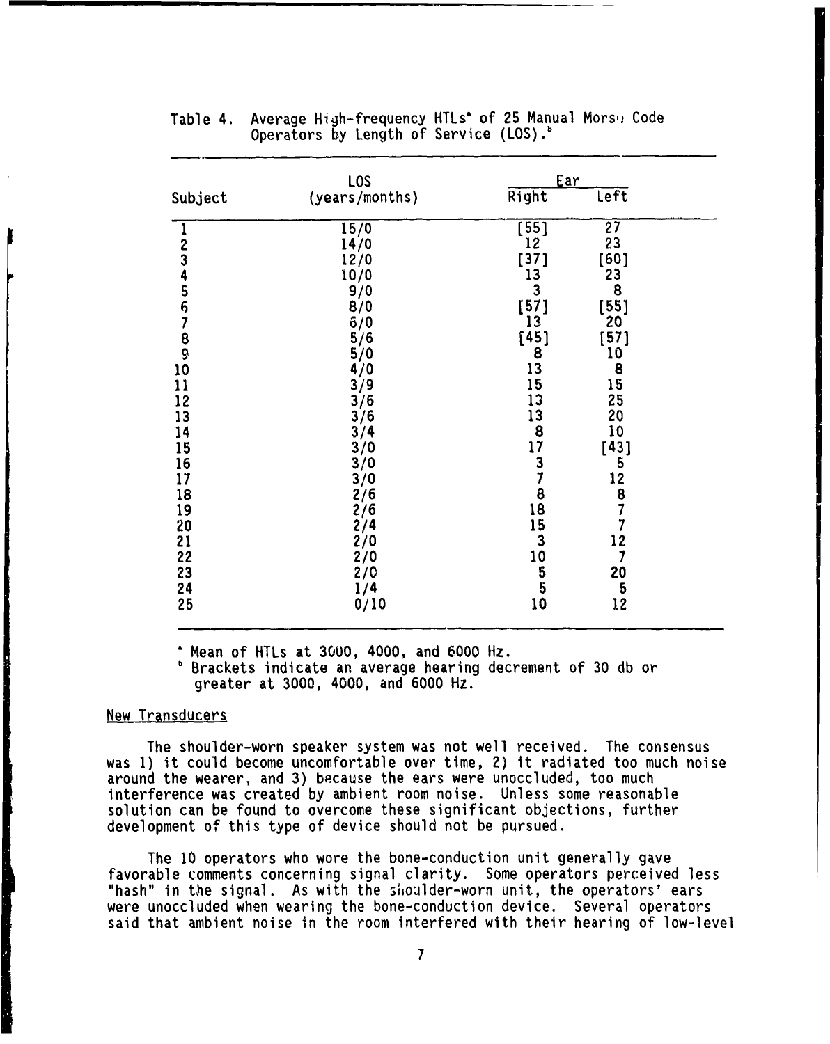Table 4. Average High-frequency HTLs[a] of 25 Manual Morse Code Operators by Length of Service (LOS).[b]

| Subject | LOS (years/months) | Ear | |
|---|---|---|---|
| | | Right | Left |
| 1 | 15/0 | [55] | 27 |
| 2 | 14/0 | 12 | 23 |
| 3 | 12/0 | [37] | [60] |
| 4 | 10/0 | 13 | 23 |
| 5 | 9/0 | 3 | 8 |
| 6 | 8/0 | [57] | [55] |
| 7 | 6/0 | 13 | 20 |
| 8 | 5/6 | [45] | [57] |
| 9 | 5/0 | 8 | 10 |
| 10 | 4/0 | 13 | 8 |
| 11 | 3/9 | 15 | 15 |
| 12 | 3/6 | 13 | 25 |
| 13 | 3/6 | 13 | 20 |
| 14 | 3/4 | 8 | 10 |
| 15 | 3/0 | 17 | [43] |
| 16 | 3/0 | 3 | 5 |
| 17 | 3/0 | 7 | 12 |
| 18 | 2/6 | 8 | 8 |
| 19 | 2/6 | 18 | 7 |
| 20 | 2/4 | 15 | 7 |
| 21 | 2/0 | 3 | 12 |
| 22 | 2/0 | 10 | 7 |
| 23 | 2/0 | 5 | 20 |
| 24 | 1/4 | 5 | 5 |
| 25 | 0/10 | 10 | 12 |

[a] Mean of HTLs at 3000, 4000, and 6000 Hz.
[b] Brackets indicate an average hearing decrement of 30 db or greater at 3000, 4000, and 6000 Hz.

New Transducers

The shoulder-worn speaker system was not well received. The consensus was 1) it could become uncomfortable over time, 2) it radiated too much noise around the wearer, and 3) because the ears were unoccluded, too much interference was created by ambient room noise. Unless some reasonable solution can be found to overcome these significant objections, further development of this type of device should not be pursued.

The 10 operators who wore the bone-conduction unit generally gave favorable comments concerning signal clarity. Some operators perceived less "hash" in the signal. As with the shoulder-worn unit, the operators' ears were unoccluded when wearing the bone-conduction device. Several operators said that ambient noise in the room interfered with their hearing of low-level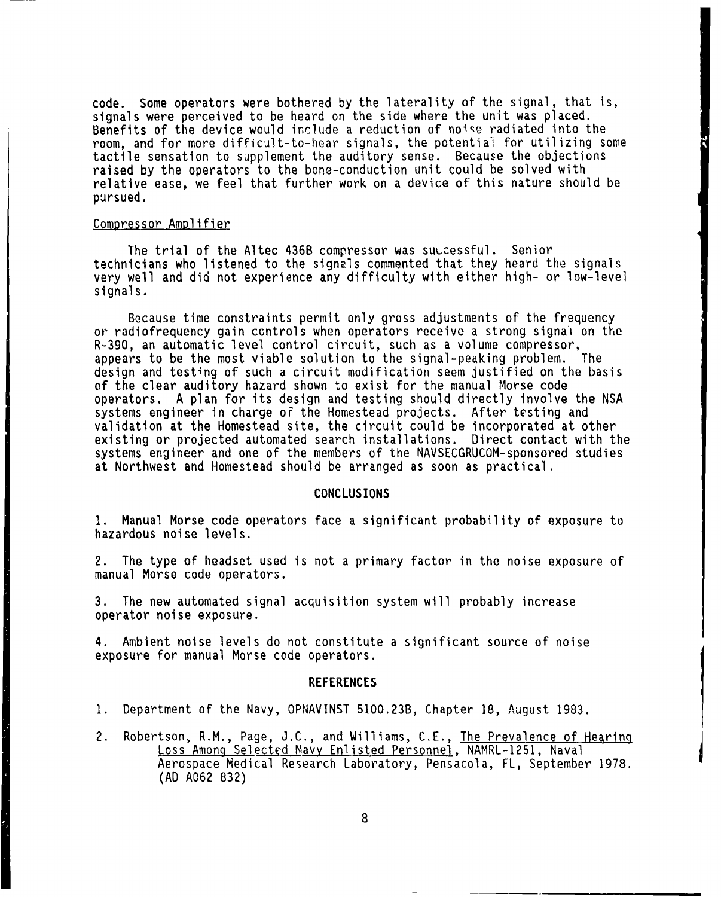code. Some operators were bothered by the laterality of the signal, that is, signals were perceived to be heard on the side where the unit was placed. Benefits of the device would include a reduction of noise radiated into the room, and for more difficult-to-hear signals, the potential for utilizing some tactile sensation to supplement the auditory sense. Because the objections raised by the operators to the bone-conduction unit could be solved with relative ease, we feel that further work on a device of this nature should be pursued.

Compressor Amplifier

The trial of the Altec 436B compressor was successful. Senior technicians who listened to the signals commented that they heard the signals very well and did not experience any difficulty with either high- or low-level signals.

Because time constraints permit only gross adjustments of the frequency or radiofrequency gain controls when operators receive a strong signal on the R-390, an automatic level control circuit, such as a volume compressor, appears to be the most viable solution to the signal-peaking problem. The design and testing of such a circuit modification seem justified on the basis of the clear auditory hazard shown to exist for the manual Morse code operators. A plan for its design and testing should directly involve the NSA systems engineer in charge of the Homestead projects. After testing and validation at the Homestead site, the circuit could be incorporated at other existing or projected automated search installations. Direct contact with the systems engineer and one of the members of the NAVSECGRUCOM-sponsored studies at Northwest and Homestead should be arranged as soon as practical.

## CONCLUSIONS

1. Manual Morse code operators face a significant probability of exposure to hazardous noise levels.

2. The type of headset used is not a primary factor in the noise exposure of manual Morse code operators.

3. The new automated signal acquisition system will probably increase operator noise exposure.

4. Ambient noise levels do not constitute a significant source of noise exposure for manual Morse code operators.

## REFERENCES

1. Department of the Navy, OPNAVINST 5100.23B, Chapter 18, August 1983.

2. Robertson, R.M., Page, J.C., and Williams, C.E., The Prevalence of Hearing Loss Among Selected Navy Enlisted Personnel, NAMRL-1251, Naval Aerospace Medical Research Laboratory, Pensacola, FL, September 1978. (AD A062 832)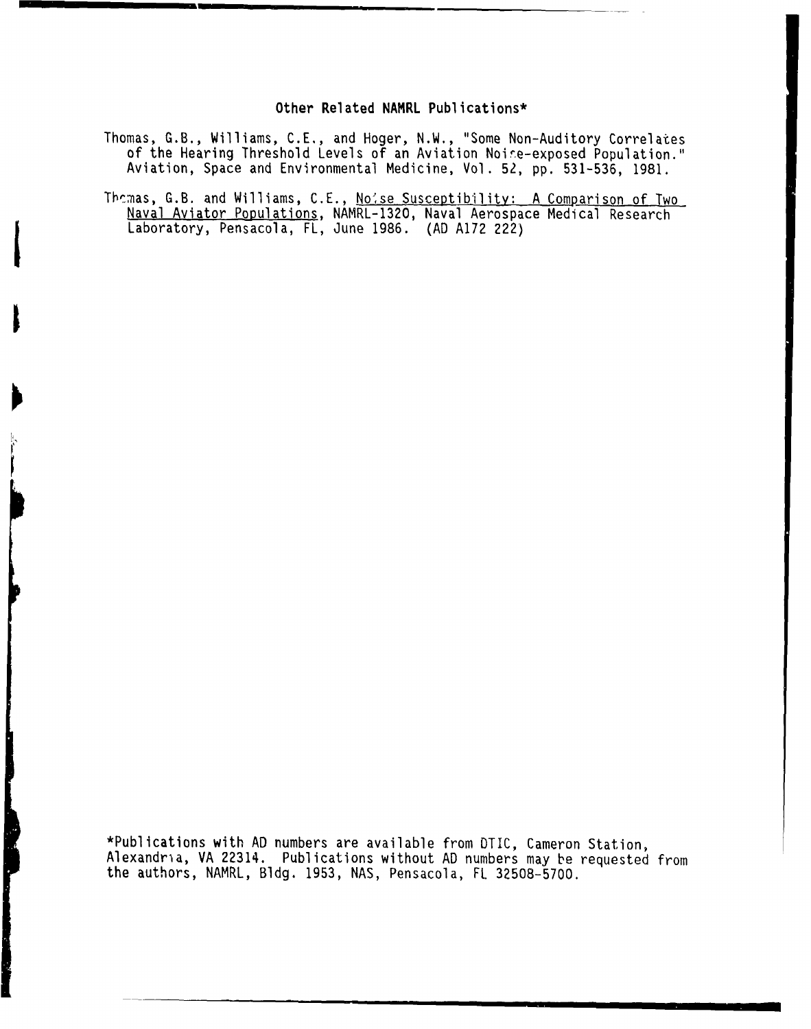## Other Related NAMRL Publications*

Thomas, G.B., Williams, C.E., and Hoger, N.W., "Some Non-Auditory Correlates of the Hearing Threshold Levels of an Aviation Noise-exposed Population." Aviation, Space and Environmental Medicine, Vol. 52, pp. 531-536, 1981.

Thomas, G.B. and Williams, C.E., Noise Susceptibility: A Comparison of Two Naval Aviator Populations, NAMRL-1320, Naval Aerospace Medical Research Laboratory, Pensacola, FL, June 1986. (AD A172 222)

*Publications with AD numbers are available from DTIC, Cameron Station, Alexandria, VA 22314. Publications without AD numbers may be requested from the authors, NAMRL, Bldg. 1953, NAS, Pensacola, FL 32508-5700.